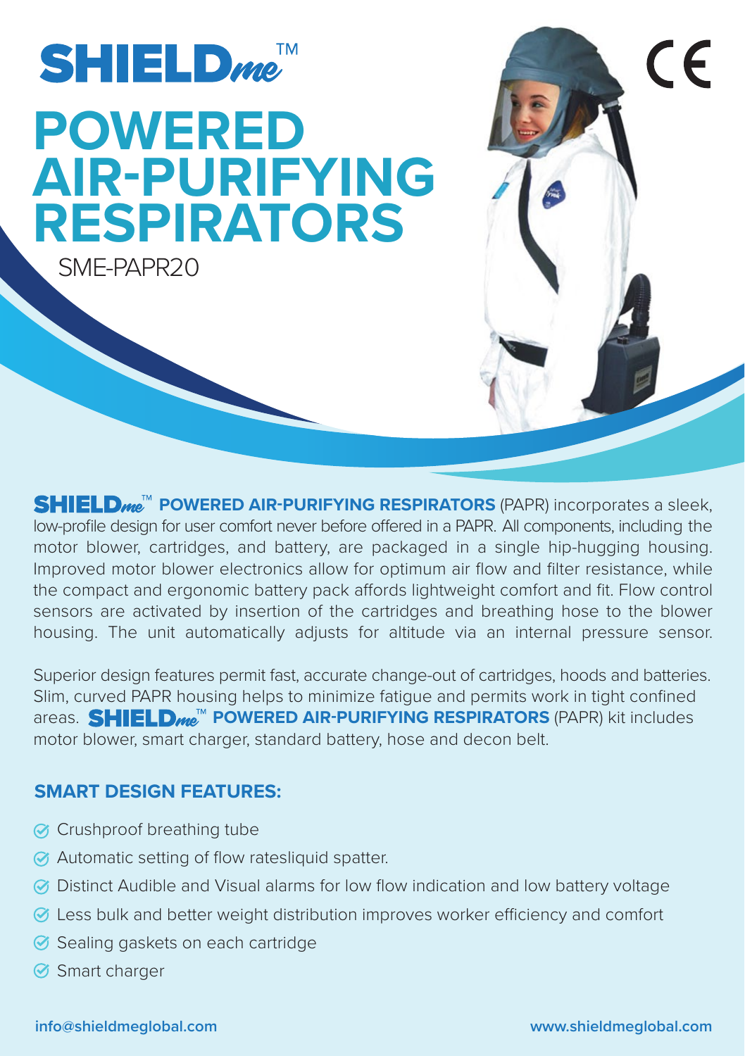# SHIELDme™

# POWERED AIR-PURIFYING RESPIRATORS

SME-PAPR20

CE

**SHIELDme™ POWERED AIR-PURIFYING RESPIRATORS** (PAPR) incorporates a sleek, low-profile design for user comfort never before offered in a PAPR. All components, including the motor blower, cartridges, and battery, are packaged in a single hip-hugging housing. Improved motor blower electronics allow for optimum air flow and filter resistance, while the compact and ergonomic battery pack affords lightweight comfort and fit. Flow control sensors are activated by insertion of the cartridges and breathing hose to the blower housing. The unit automatically adjusts for altitude via an internal pressure sensor.

Superior design features permit fast, accurate change-out of cartridges, hoods and batteries. Slim, curved PAPR housing helps to minimize fatigue and permits work in tight confined areas. **SHIELDme™ POWERED AIR-PURIFYING RESPIRATORS** (PAPR) kit includes motor blower, smart charger, standard battery, hose and decon belt.

## SMART DESIGN FEATURES:

- Crushproof breathing tube
- Automatic setting of flow ratesliquid spatter.
- Distinct Audible and Visual alarms for low flow indication and low battery voltage
- Less bulk and better weight distribution improves worker efficiency and comfort
- Sealing gaskets on each cartridge
- Smart charger

info@shieldmeglobal.com www.shieldmeglobal.com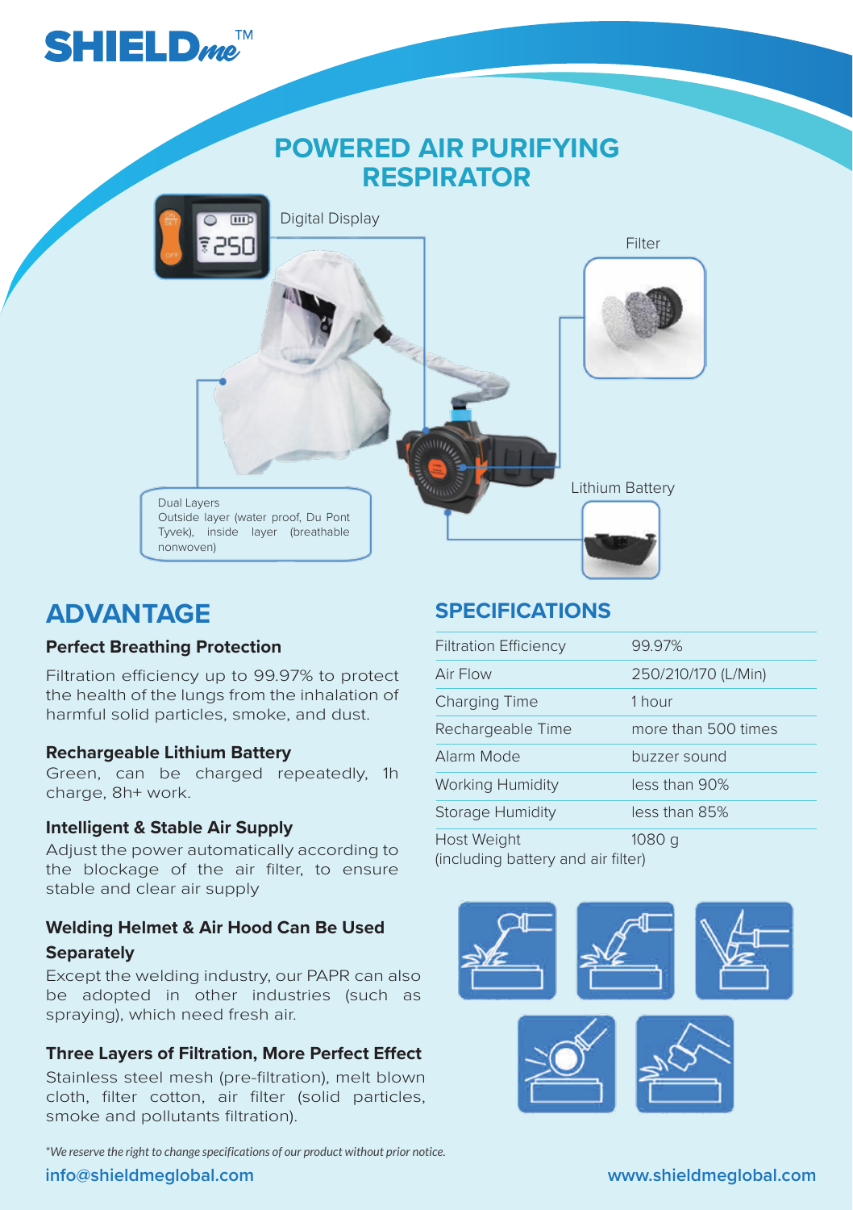# SHIELDme™

## POWERED AIR PURIFYING RESPIRATOR

Digital Display

Filter

Lithium Battery

Dual Layers
Outside layer (water proof, Du Pont Tyvek), inside layer (breathable nonwoven)

## ADVANTAGE

### Perfect Breathing Protection

Filtration efficiency up to 99.97% to protect the health of the lungs from the inhalation of harmful solid particles, smoke, and dust.

### Rechargeable Lithium Battery

Green, can be charged repeatedly, 1h charge, 8h+ work.

### Intelligent & Stable Air Supply

Adjust the power automatically according to the blockage of the air filter, to ensure stable and clear air supply

### Welding Helmet & Air Hood Can Be Used Separately

Except the welding industry, our PAPR can also be adopted in other industries (such as spraying), which need fresh air.

### Three Layers of Filtration, More Perfect Effect

Stainless steel mesh (pre-filtration), melt blown cloth, filter cotton, air filter (solid particles, smoke and pollutants filtration).

## SPECIFICATIONS

| | |
|---|---|
| Filtration Efficiency | 99.97% |
| Air Flow | 250/210/170 (L/Min) |
| Charging Time | 1 hour |
| Rechargeable Time | more than 500 times |
| Alarm Mode | buzzer sound |
| Working Humidity | less than 90% |
| Storage Humidity | less than 85% |
| Host Weight (including battery and air filter) | 1080 g |

*We reserve the right to change specifications of our product without prior notice.*

info@shieldmeglobal.com

www.shieldmeglobal.com